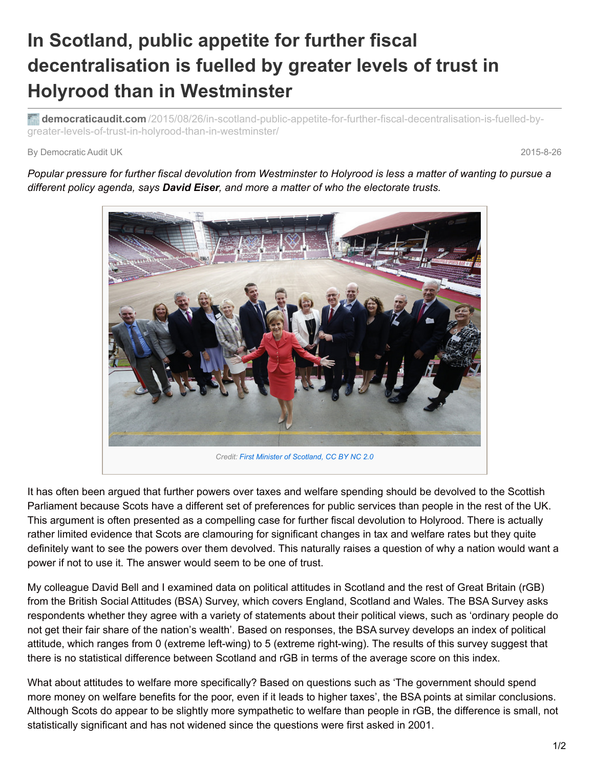# In Scotland, public appetite for further fiscal decentralisation is fuelled by greater levels of trust in Holyrood than in Westminster

**democraticaudit.com** /2015/08/26/in-scotland-public-appetite-for-further-fiscal-decentralisation-is-fuelled-by-greater-levels-of-trust-in-holyrood-than-in-westminster/

By Democratic Audit UK

2015-8-26

*Popular pressure for further fiscal devolution from Westminster to Holyrood is less a matter of wanting to pursue a different policy agenda, says **David Eiser**, and more a matter of who the electorate trusts.*

Credit: First Minister of Scotland, CC BY NC 2.0

It has often been argued that further powers over taxes and welfare spending should be devolved to the Scottish Parliament because Scots have a different set of preferences for public services than people in the rest of the UK. This argument is often presented as a compelling case for further fiscal devolution to Holyrood. There is actually rather limited evidence that Scots are clamouring for significant changes in tax and welfare rates but they quite definitely want to see the powers over them devolved. This naturally raises a question of why a nation would want a power if not to use it. The answer would seem to be one of trust.

My colleague David Bell and I examined data on political attitudes in Scotland and the rest of Great Britain (rGB) from the British Social Attitudes (BSA) Survey, which covers England, Scotland and Wales. The BSA Survey asks respondents whether they agree with a variety of statements about their political views, such as 'ordinary people do not get their fair share of the nation's wealth'. Based on responses, the BSA survey develops an index of political attitude, which ranges from 0 (extreme left-wing) to 5 (extreme right-wing). The results of this survey suggest that there is no statistical difference between Scotland and rGB in terms of the average score on this index.

What about attitudes to welfare more specifically? Based on questions such as 'The government should spend more money on welfare benefits for the poor, even if it leads to higher taxes', the BSA points at similar conclusions. Although Scots do appear to be slightly more sympathetic to welfare than people in rGB, the difference is small, not statistically significant and has not widened since the questions were first asked in 2001.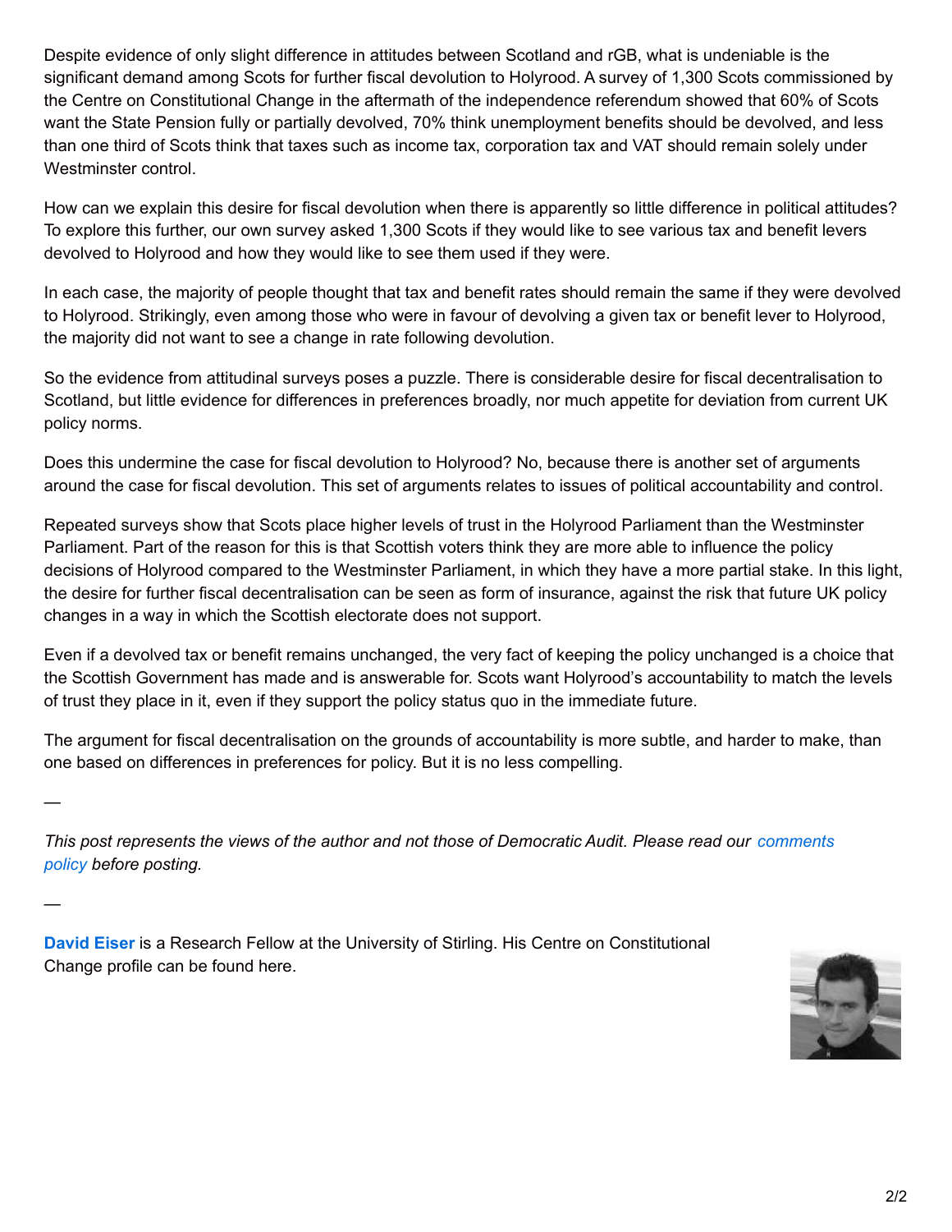Despite evidence of only slight difference in attitudes between Scotland and rGB, what is undeniable is the significant demand among Scots for further fiscal devolution to Holyrood. A survey of 1,300 Scots commissioned by the Centre on Constitutional Change in the aftermath of the independence referendum showed that 60% of Scots want the State Pension fully or partially devolved, 70% think unemployment benefits should be devolved, and less than one third of Scots think that taxes such as income tax, corporation tax and VAT should remain solely under Westminster control.

How can we explain this desire for fiscal devolution when there is apparently so little difference in political attitudes? To explore this further, our own survey asked 1,300 Scots if they would like to see various tax and benefit levers devolved to Holyrood and how they would like to see them used if they were.

In each case, the majority of people thought that tax and benefit rates should remain the same if they were devolved to Holyrood. Strikingly, even among those who were in favour of devolving a given tax or benefit lever to Holyrood, the majority did not want to see a change in rate following devolution.

So the evidence from attitudinal surveys poses a puzzle. There is considerable desire for fiscal decentralisation to Scotland, but little evidence for differences in preferences broadly, nor much appetite for deviation from current UK policy norms.

Does this undermine the case for fiscal devolution to Holyrood? No, because there is another set of arguments around the case for fiscal devolution. This set of arguments relates to issues of political accountability and control.

Repeated surveys show that Scots place higher levels of trust in the Holyrood Parliament than the Westminster Parliament. Part of the reason for this is that Scottish voters think they are more able to influence the policy decisions of Holyrood compared to the Westminster Parliament, in which they have a more partial stake. In this light, the desire for further fiscal decentralisation can be seen as form of insurance, against the risk that future UK policy changes in a way in which the Scottish electorate does not support.

Even if a devolved tax or benefit remains unchanged, the very fact of keeping the policy unchanged is a choice that the Scottish Government has made and is answerable for. Scots want Holyrood's accountability to match the levels of trust they place in it, even if they support the policy status quo in the immediate future.

The argument for fiscal decentralisation on the grounds of accountability is more subtle, and harder to make, than one based on differences in preferences for policy. But it is no less compelling.

—

*This post represents the views of the author and not those of Democratic Audit. Please read our comments policy before posting.*

—

**David Eiser** is a Research Fellow at the University of Stirling. His Centre on Constitutional Change profile can be found here.